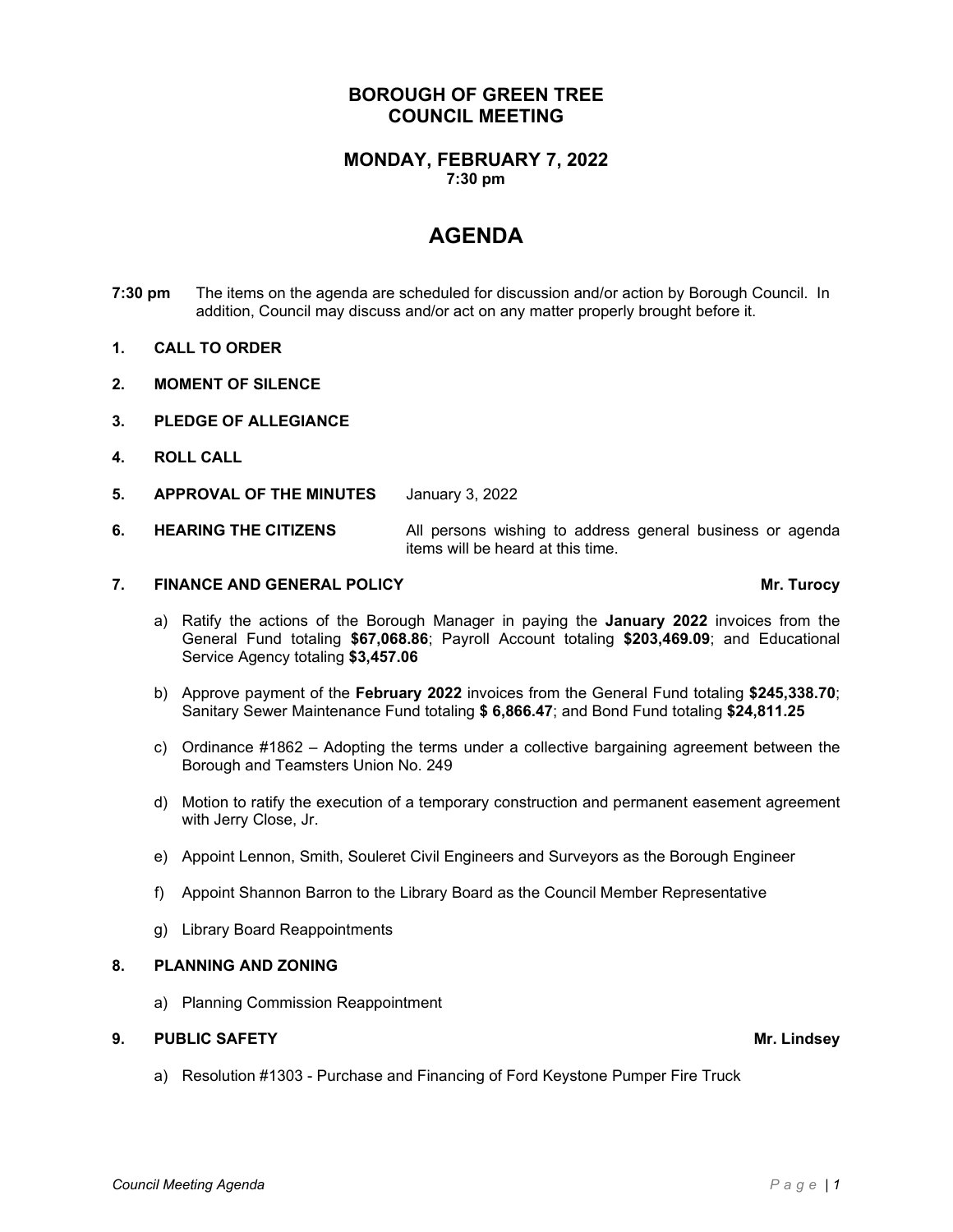# BOROUGH OF GREEN TREE
# COUNCIL MEETING

## MONDAY, FEBRUARY 7, 2022
**7:30 pm**

# AGENDA

**7:30 pm** The items on the agenda are scheduled for discussion and/or action by Borough Council. In addition, Council may discuss and/or act on any matter properly brought before it.

**1. CALL TO ORDER**

**2. MOMENT OF SILENCE**

**3. PLEDGE OF ALLEGIANCE**

**4. ROLL CALL**

**5. APPROVAL OF THE MINUTES** January 3, 2022

**6. HEARING THE CITIZENS** All persons wishing to address general business or agenda items will be heard at this time.

**7. FINANCE AND GENERAL POLICY** **Mr. Turocy**

a) Ratify the actions of the Borough Manager in paying the **January 2022** invoices from the General Fund totaling **$67,068.86**; Payroll Account totaling **$203,469.09**; and Educational Service Agency totaling **$3,457.06**

b) Approve payment of the **February 2022** invoices from the General Fund totaling **$245,338.70**; Sanitary Sewer Maintenance Fund totaling **$ 6,866.47**; and Bond Fund totaling **$24,811.25**

c) Ordinance #1862 – Adopting the terms under a collective bargaining agreement between the Borough and Teamsters Union No. 249

d) Motion to ratify the execution of a temporary construction and permanent easement agreement with Jerry Close, Jr.

e) Appoint Lennon, Smith, Souleret Civil Engineers and Surveyors as the Borough Engineer

f) Appoint Shannon Barron to the Library Board as the Council Member Representative

g) Library Board Reappointments

**8. PLANNING AND ZONING**

a) Planning Commission Reappointment

**9. PUBLIC SAFETY** **Mr. Lindsey**

a) Resolution #1303 - Purchase and Financing of Ford Keystone Pumper Fire Truck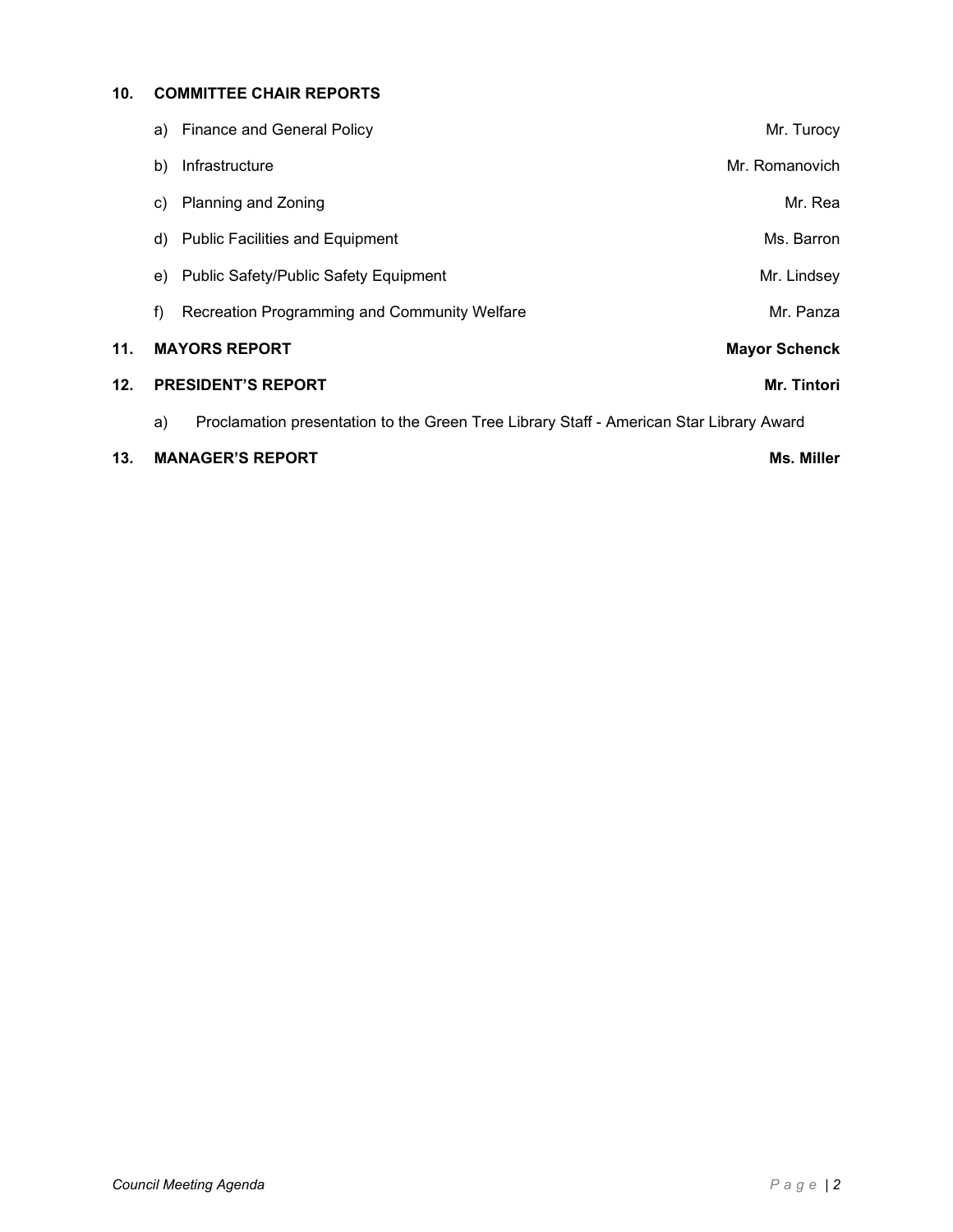**10. COMMITTEE CHAIR REPORTS**

a) Finance and General Policy — Mr. Turocy

b) Infrastructure — Mr. Romanovich

c) Planning and Zoning — Mr. Rea

d) Public Facilities and Equipment — Ms. Barron

e) Public Safety/Public Safety Equipment — Mr. Lindsey

f) Recreation Programming and Community Welfare — Mr. Panza

**11. MAYORS REPORT — Mayor Schenck**

**12. PRESIDENT'S REPORT — Mr. Tintori**

a) Proclamation presentation to the Green Tree Library Staff - American Star Library Award

**13. MANAGER'S REPORT — Ms. Miller**